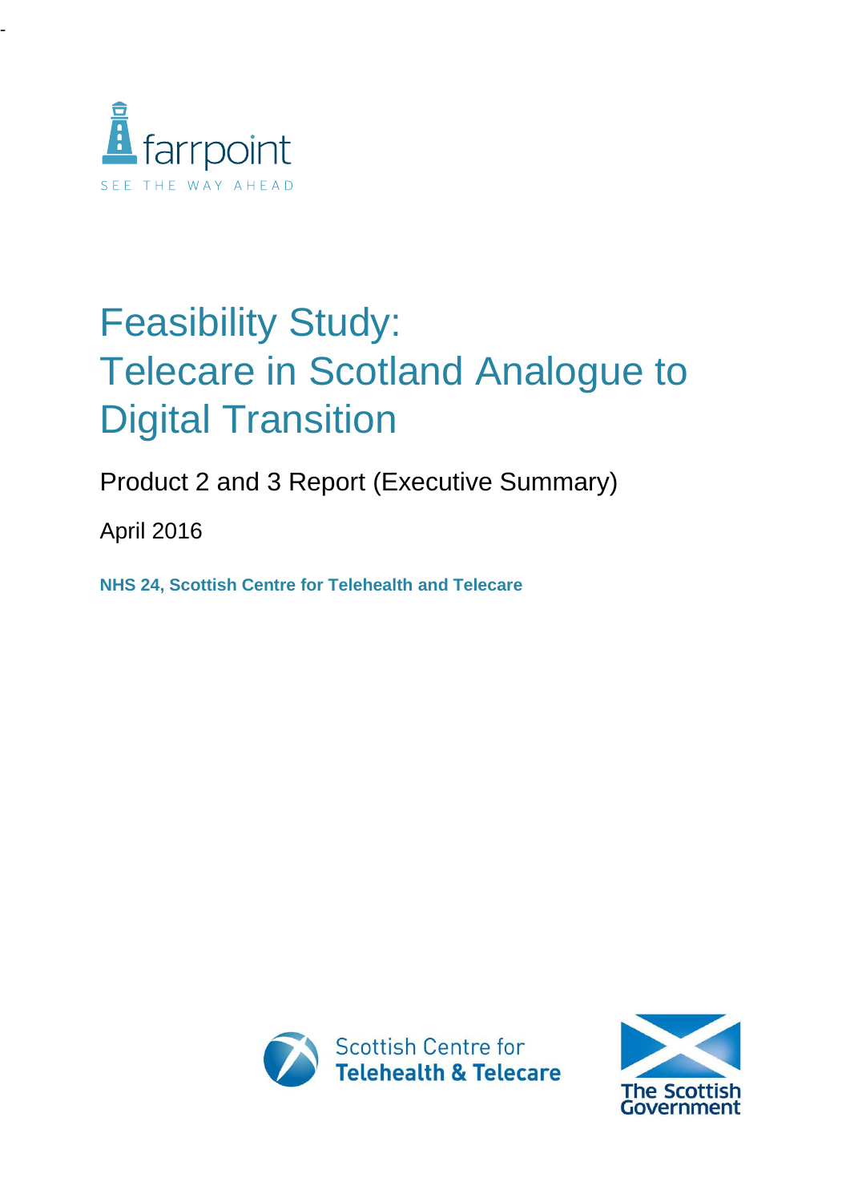farrpoint

SEE THE WAY AHEAD

# Feasibility Study: Telecare in Scotland Analogue to Digital Transition

Product 2 and 3 Report (Executive Summary)

April 2016

**NHS 24, Scottish Centre for Telehealth and Telecare**

Scottish Centre for **Telehealth & Telecare**

The Scottish Government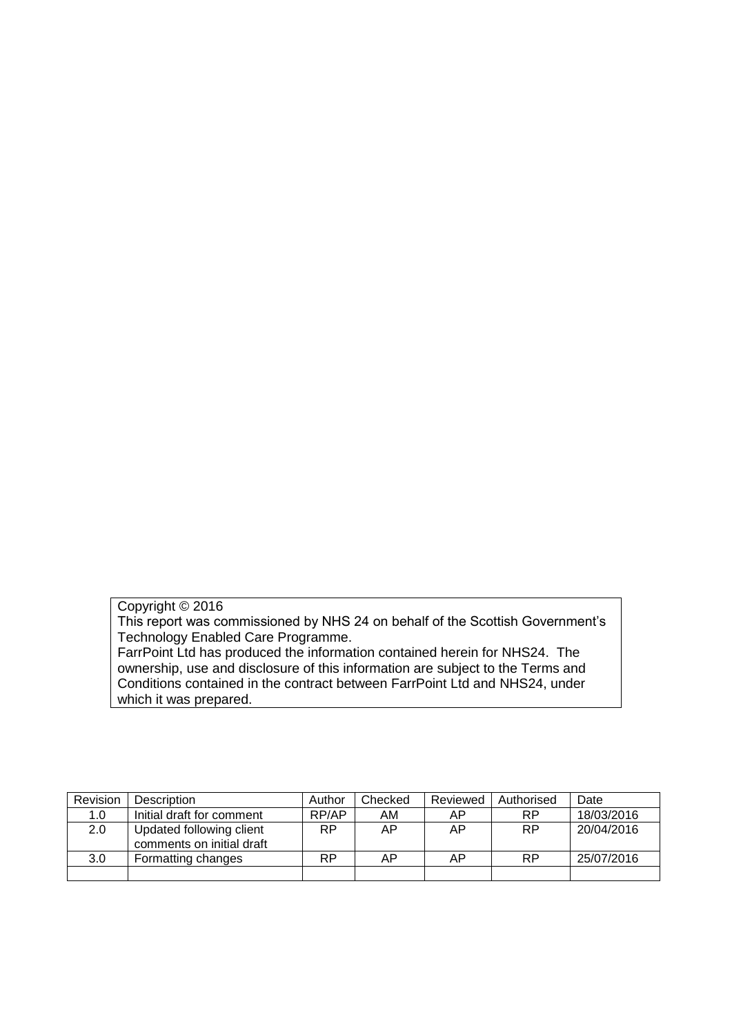Copyright © 2016
This report was commissioned by NHS 24 on behalf of the Scottish Government's Technology Enabled Care Programme.
FarrPoint Ltd has produced the information contained herein for NHS24. The ownership, use and disclosure of this information are subject to the Terms and Conditions contained in the contract between FarrPoint Ltd and NHS24, under which it was prepared.

| Revision | Description | Author | Checked | Reviewed | Authorised | Date |
|---|---|---|---|---|---|---|
| 1.0 | Initial draft for comment | RP/AP | AM | AP | RP | 18/03/2016 |
| 2.0 | Updated following client comments on initial draft | RP | AP | AP | RP | 20/04/2016 |
| 3.0 | Formatting changes | RP | AP | AP | RP | 25/07/2016 |
| | | | | | | |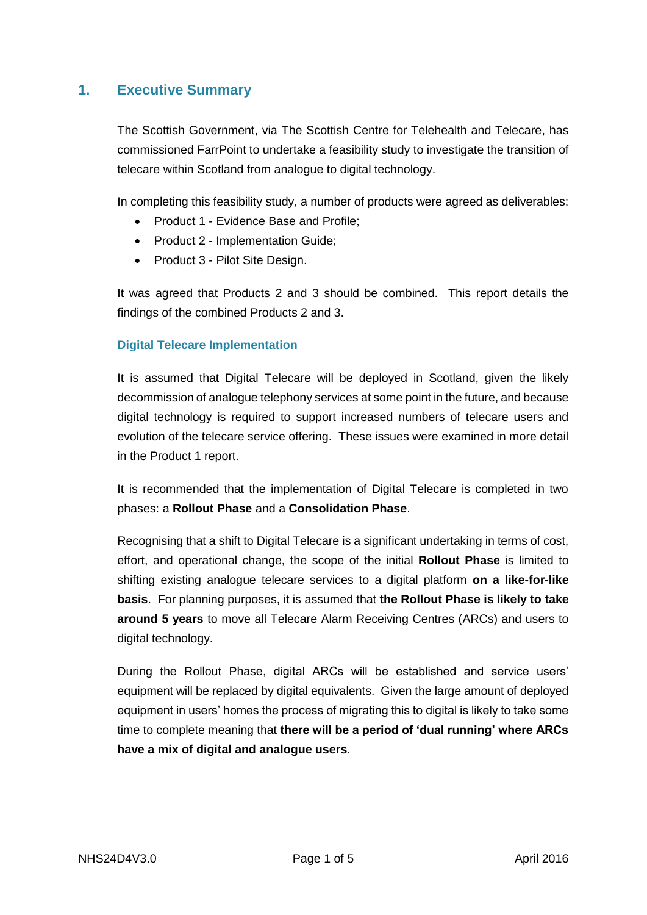## 1. Executive Summary

The Scottish Government, via The Scottish Centre for Telehealth and Telecare, has commissioned FarrPoint to undertake a feasibility study to investigate the transition of telecare within Scotland from analogue to digital technology.

In completing this feasibility study, a number of products were agreed as deliverables:

- Product 1 - Evidence Base and Profile;
- Product 2 - Implementation Guide;
- Product 3 - Pilot Site Design.

It was agreed that Products 2 and 3 should be combined. This report details the findings of the combined Products 2 and 3.

### Digital Telecare Implementation

It is assumed that Digital Telecare will be deployed in Scotland, given the likely decommission of analogue telephony services at some point in the future, and because digital technology is required to support increased numbers of telecare users and evolution of the telecare service offering. These issues were examined in more detail in the Product 1 report.

It is recommended that the implementation of Digital Telecare is completed in two phases: a **Rollout Phase** and a **Consolidation Phase**.

Recognising that a shift to Digital Telecare is a significant undertaking in terms of cost, effort, and operational change, the scope of the initial **Rollout Phase** is limited to shifting existing analogue telecare services to a digital platform **on a like-for-like basis**. For planning purposes, it is assumed that **the Rollout Phase is likely to take around 5 years** to move all Telecare Alarm Receiving Centres (ARCs) and users to digital technology.

During the Rollout Phase, digital ARCs will be established and service users' equipment will be replaced by digital equivalents. Given the large amount of deployed equipment in users' homes the process of migrating this to digital is likely to take some time to complete meaning that **there will be a period of 'dual running' where ARCs have a mix of digital and analogue users**.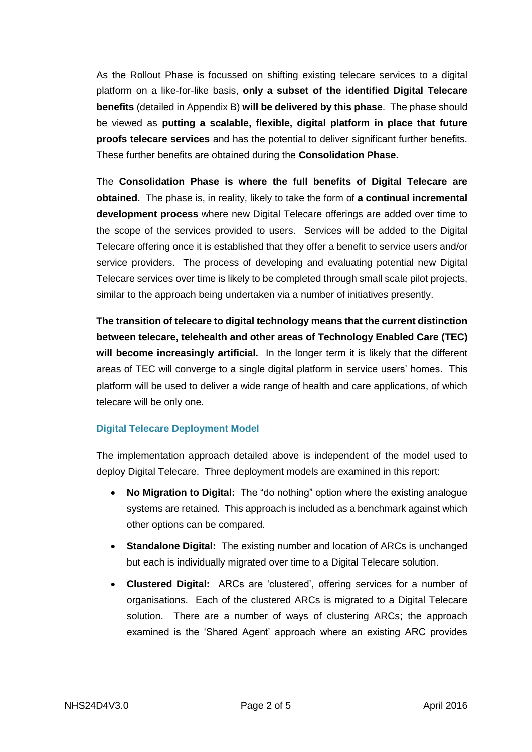As the Rollout Phase is focussed on shifting existing telecare services to a digital platform on a like-for-like basis, **only a subset of the identified Digital Telecare benefits** (detailed in Appendix B) **will be delivered by this phase**. The phase should be viewed as **putting a scalable, flexible, digital platform in place that future proofs telecare services** and has the potential to deliver significant further benefits. These further benefits are obtained during the **Consolidation Phase.**

The **Consolidation Phase is where the full benefits of Digital Telecare are obtained.** The phase is, in reality, likely to take the form of **a continual incremental development process** where new Digital Telecare offerings are added over time to the scope of the services provided to users. Services will be added to the Digital Telecare offering once it is established that they offer a benefit to service users and/or service providers. The process of developing and evaluating potential new Digital Telecare services over time is likely to be completed through small scale pilot projects, similar to the approach being undertaken via a number of initiatives presently.

**The transition of telecare to digital technology means that the current distinction between telecare, telehealth and other areas of Technology Enabled Care (TEC) will become increasingly artificial.** In the longer term it is likely that the different areas of TEC will converge to a single digital platform in service users' homes. This platform will be used to deliver a wide range of health and care applications, of which telecare will be only one.

### Digital Telecare Deployment Model

The implementation approach detailed above is independent of the model used to deploy Digital Telecare. Three deployment models are examined in this report:

- **No Migration to Digital:** The "do nothing" option where the existing analogue systems are retained. This approach is included as a benchmark against which other options can be compared.
- **Standalone Digital:** The existing number and location of ARCs is unchanged but each is individually migrated over time to a Digital Telecare solution.
- **Clustered Digital:** ARCs are 'clustered', offering services for a number of organisations. Each of the clustered ARCs is migrated to a Digital Telecare solution. There are a number of ways of clustering ARCs; the approach examined is the 'Shared Agent' approach where an existing ARC provides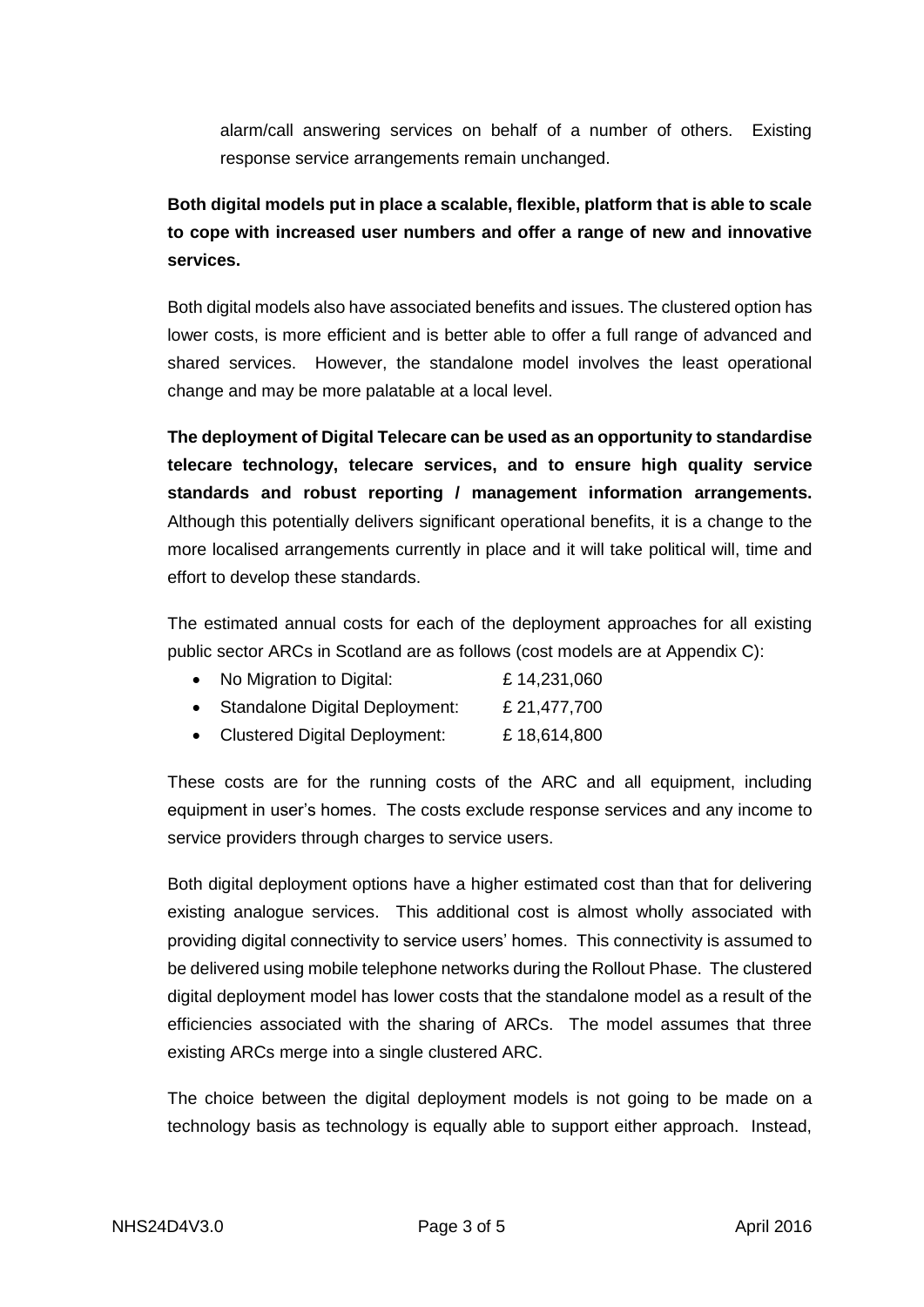alarm/call answering services on behalf of a number of others. Existing response service arrangements remain unchanged.

**Both digital models put in place a scalable, flexible, platform that is able to scale to cope with increased user numbers and offer a range of new and innovative services.**

Both digital models also have associated benefits and issues. The clustered option has lower costs, is more efficient and is better able to offer a full range of advanced and shared services. However, the standalone model involves the least operational change and may be more palatable at a local level.

**The deployment of Digital Telecare can be used as an opportunity to standardise telecare technology, telecare services, and to ensure high quality service standards and robust reporting / management information arrangements.** Although this potentially delivers significant operational benefits, it is a change to the more localised arrangements currently in place and it will take political will, time and effort to develop these standards.

The estimated annual costs for each of the deployment approaches for all existing public sector ARCs in Scotland are as follows (cost models are at Appendix C):

- No Migration to Digital: £ 14,231,060
- Standalone Digital Deployment: £ 21,477,700
- Clustered Digital Deployment: £ 18,614,800

These costs are for the running costs of the ARC and all equipment, including equipment in user's homes. The costs exclude response services and any income to service providers through charges to service users.

Both digital deployment options have a higher estimated cost than that for delivering existing analogue services. This additional cost is almost wholly associated with providing digital connectivity to service users' homes. This connectivity is assumed to be delivered using mobile telephone networks during the Rollout Phase. The clustered digital deployment model has lower costs that the standalone model as a result of the efficiencies associated with the sharing of ARCs. The model assumes that three existing ARCs merge into a single clustered ARC.

The choice between the digital deployment models is not going to be made on a technology basis as technology is equally able to support either approach. Instead,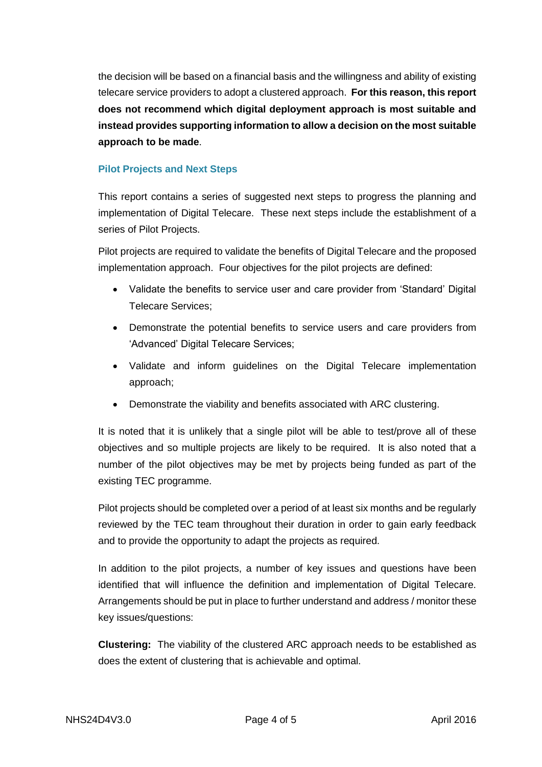the decision will be based on a financial basis and the willingness and ability of existing telecare service providers to adopt a clustered approach. **For this reason, this report does not recommend which digital deployment approach is most suitable and instead provides supporting information to allow a decision on the most suitable approach to be made**.

### Pilot Projects and Next Steps

This report contains a series of suggested next steps to progress the planning and implementation of Digital Telecare. These next steps include the establishment of a series of Pilot Projects.

Pilot projects are required to validate the benefits of Digital Telecare and the proposed implementation approach. Four objectives for the pilot projects are defined:

- Validate the benefits to service user and care provider from 'Standard' Digital Telecare Services;
- Demonstrate the potential benefits to service users and care providers from 'Advanced' Digital Telecare Services;
- Validate and inform guidelines on the Digital Telecare implementation approach;
- Demonstrate the viability and benefits associated with ARC clustering.

It is noted that it is unlikely that a single pilot will be able to test/prove all of these objectives and so multiple projects are likely to be required. It is also noted that a number of the pilot objectives may be met by projects being funded as part of the existing TEC programme.

Pilot projects should be completed over a period of at least six months and be regularly reviewed by the TEC team throughout their duration in order to gain early feedback and to provide the opportunity to adapt the projects as required.

In addition to the pilot projects, a number of key issues and questions have been identified that will influence the definition and implementation of Digital Telecare. Arrangements should be put in place to further understand and address / monitor these key issues/questions:

**Clustering:** The viability of the clustered ARC approach needs to be established as does the extent of clustering that is achievable and optimal.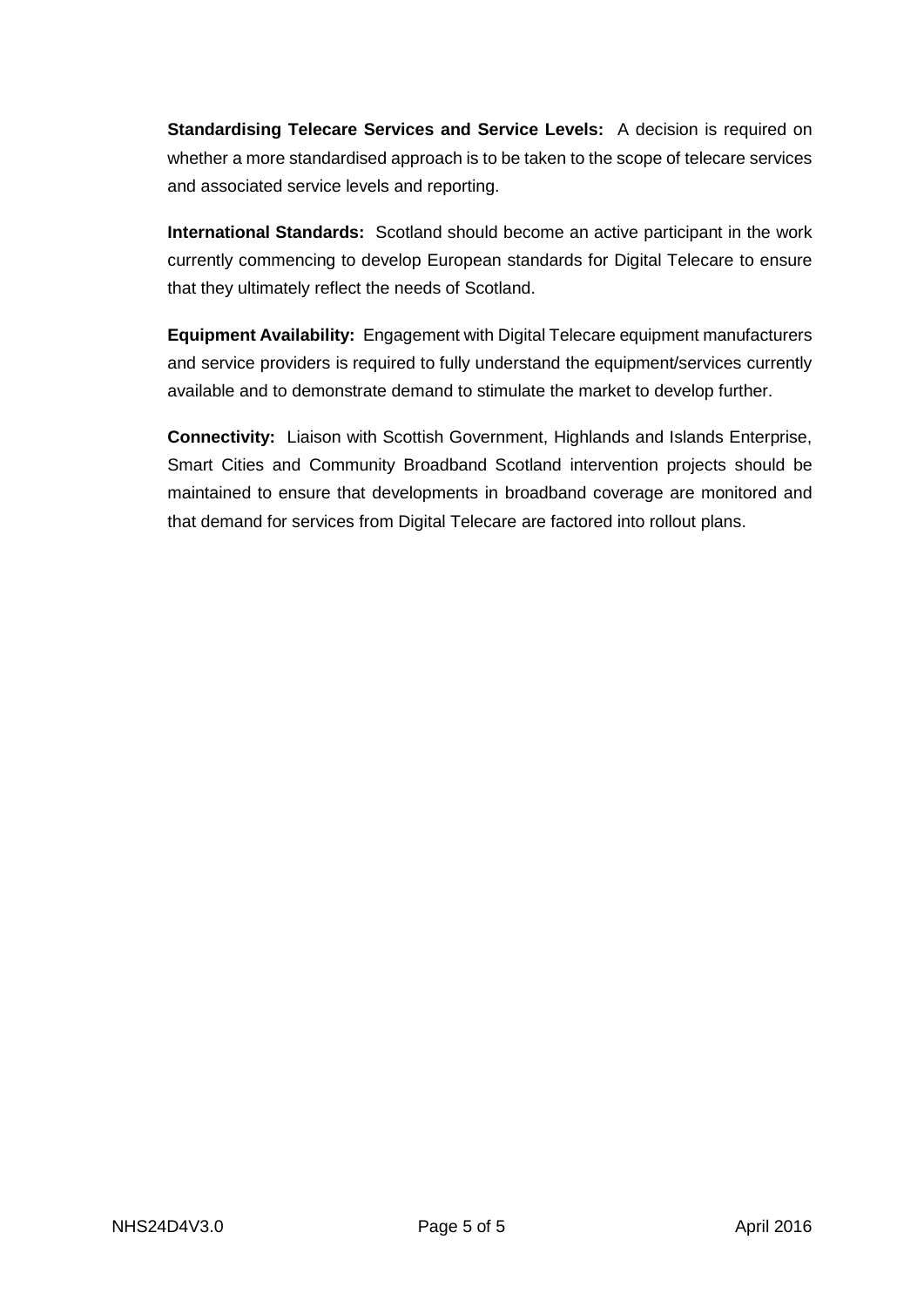**Standardising Telecare Services and Service Levels:** A decision is required on whether a more standardised approach is to be taken to the scope of telecare services and associated service levels and reporting.

**International Standards:** Scotland should become an active participant in the work currently commencing to develop European standards for Digital Telecare to ensure that they ultimately reflect the needs of Scotland.

**Equipment Availability:** Engagement with Digital Telecare equipment manufacturers and service providers is required to fully understand the equipment/services currently available and to demonstrate demand to stimulate the market to develop further.

**Connectivity:** Liaison with Scottish Government, Highlands and Islands Enterprise, Smart Cities and Community Broadband Scotland intervention projects should be maintained to ensure that developments in broadband coverage are monitored and that demand for services from Digital Telecare are factored into rollout plans.